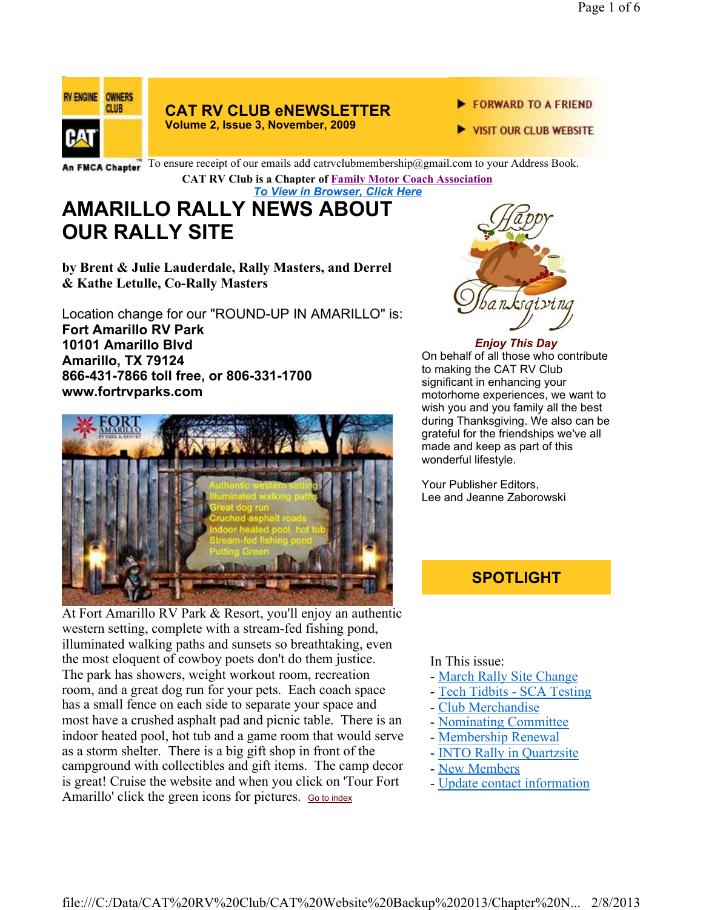# CAT RV CLUB eNEWSLETTER

**Volume 2, Issue 3, November, 2009**

FORWARD TO A FRIEND

VISIT OUR CLUB WEBSITE

An FMCA Chapter

To ensure receipt of our emails add catrvclubmembership@gmail.com to your Address Book.

**CAT RV Club is a Chapter of Family Motor Coach Association**

***To View in Browser, Click Here***

## AMARILLO RALLY NEWS ABOUT OUR RALLY SITE

**by Brent & Julie Lauderdale, Rally Masters, and Derrel & Kathe Letulle, Co-Rally Masters**

Location change for our "ROUND-UP IN AMARILLO" is:

**Fort Amarillo RV Park**
**10101 Amarillo Blvd**
**Amarillo, TX 79124**
**866-431-7866 toll free, or 806-331-1700**
**www.fortrvparks.com**

At Fort Amarillo RV Park & Resort, you'll enjoy an authentic western setting, complete with a stream-fed fishing pond, illuminated walking paths and sunsets so breathtaking, even the most eloquent of cowboy poets don't do them justice. The park has showers, weight workout room, recreation room, and a great dog run for your pets. Each coach space has a small fence on each side to separate your space and most have a crushed asphalt pad and picnic table. There is an indoor heated pool, hot tub and a game room that would serve as a storm shelter. There is a big gift shop in front of the campground with collectibles and gift items. The camp decor is great! Cruise the website and when you click on 'Tour Fort Amarillo' click the green icons for pictures. Go to index

***Enjoy This Day***

On behalf of all those who contribute to making the CAT RV Club significant in enhancing your motorhome experiences, we want to wish you and you family all the best during Thanksgiving. We also can be grateful for the friendships we've all made and keep as part of this wonderful lifestyle.

Your Publisher Editors,
Lee and Jeanne Zaborowski

## SPOTLIGHT

In This issue:

- March Rally Site Change
- Tech Tidbits - SCA Testing
- Club Merchandise
- Nominating Committee
- Membership Renewal
- INTO Rally in Quartzsite
- New Members
- Update contact information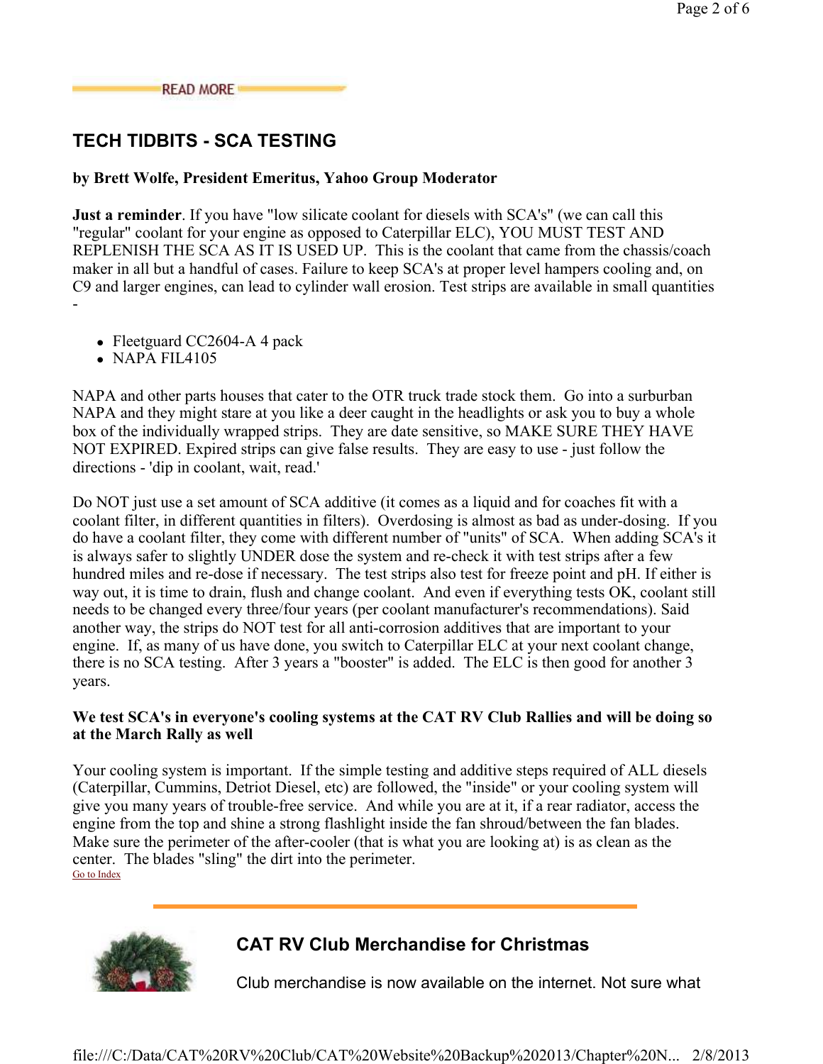READ MORE

## TECH TIDBITS - SCA TESTING

**by Brett Wolfe, President Emeritus, Yahoo Group Moderator**

**Just a reminder**. If you have "low silicate coolant for diesels with SCA's" (we can call this "regular" coolant for your engine as opposed to Caterpillar ELC), YOU MUST TEST AND REPLENISH THE SCA AS IT IS USED UP. This is the coolant that came from the chassis/coach maker in all but a handful of cases. Failure to keep SCA's at proper level hampers cooling and, on C9 and larger engines, can lead to cylinder wall erosion. Test strips are available in small quantities -

- Fleetguard CC2604-A 4 pack
- NAPA FIL4105

NAPA and other parts houses that cater to the OTR truck trade stock them. Go into a surburban NAPA and they might stare at you like a deer caught in the headlights or ask you to buy a whole box of the individually wrapped strips. They are date sensitive, so MAKE SURE THEY HAVE NOT EXPIRED. Expired strips can give false results. They are easy to use - just follow the directions - 'dip in coolant, wait, read.'

Do NOT just use a set amount of SCA additive (it comes as a liquid and for coaches fit with a coolant filter, in different quantities in filters). Overdosing is almost as bad as under-dosing. If you do have a coolant filter, they come with different number of "units" of SCA. When adding SCA's it is always safer to slightly UNDER dose the system and re-check it with test strips after a few hundred miles and re-dose if necessary. The test strips also test for freeze point and pH. If either is way out, it is time to drain, flush and change coolant. And even if everything tests OK, coolant still needs to be changed every three/four years (per coolant manufacturer's recommendations). Said another way, the strips do NOT test for all anti-corrosion additives that are important to your engine. If, as many of us have done, you switch to Caterpillar ELC at your next coolant change, there is no SCA testing. After 3 years a "booster" is added. The ELC is then good for another 3 years.

**We test SCA's in everyone's cooling systems at the CAT RV Club Rallies and will be doing so at the March Rally as well**

Your cooling system is important. If the simple testing and additive steps required of ALL diesels (Caterpillar, Cummins, Detriot Diesel, etc) are followed, the "inside" or your cooling system will give you many years of trouble-free service. And while you are at it, if a rear radiator, access the engine from the top and shine a strong flashlight inside the fan shroud/between the fan blades. Make sure the perimeter of the after-cooler (that is what you are looking at) is as clean as the center. The blades "sling" the dirt into the perimeter.

Go to Index

## CAT RV Club Merchandise for Christmas

Club merchandise is now available on the internet. Not sure what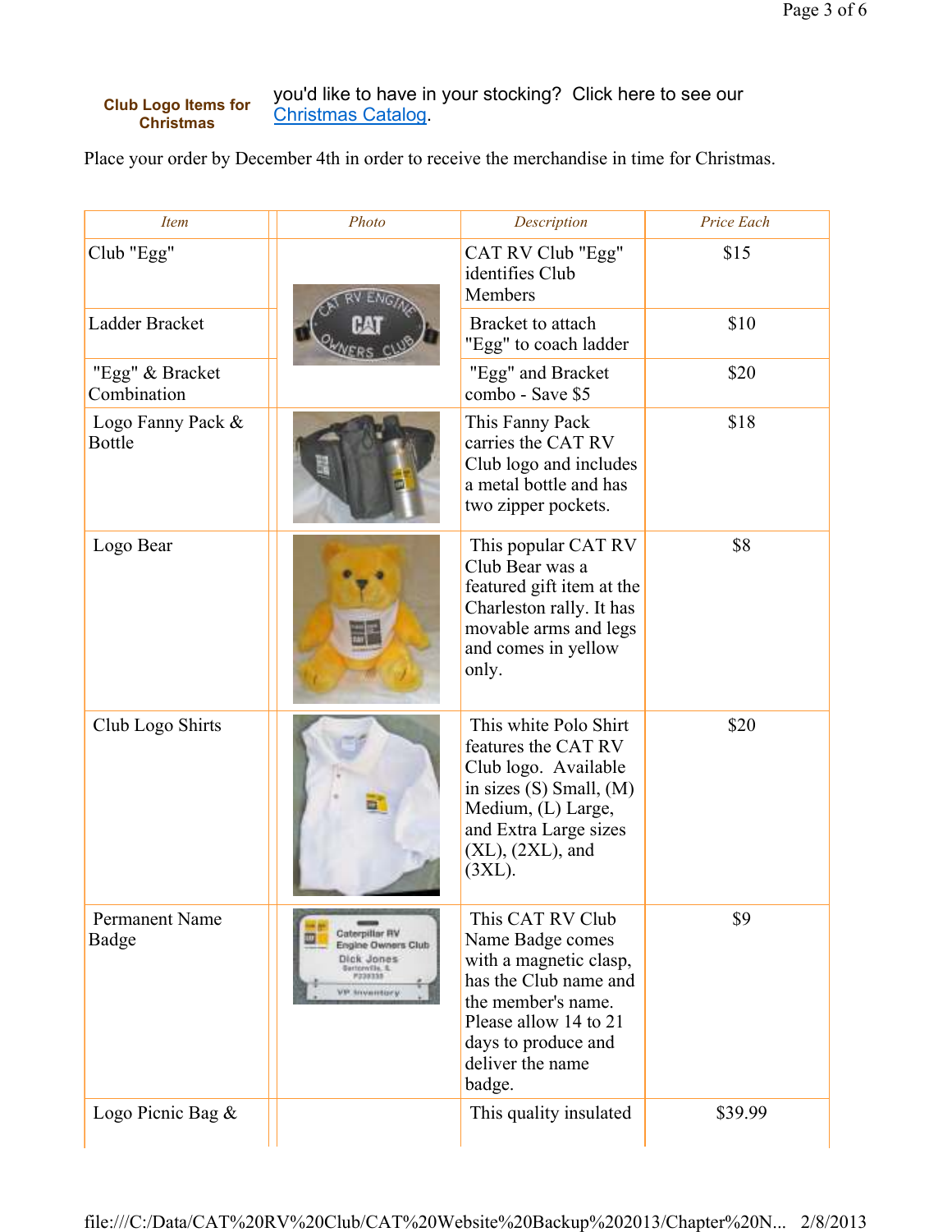**Club Logo Items for Christmas**

you'd like to have in your stocking? Click here to see our [Christmas Catalog](#).

Place your order by December 4th in order to receive the merchandise in time for Christmas.

| Item | Photo | Description | Price Each |
|---|---|---|---|
| Club "Egg" | | CAT RV Club "Egg" identifies Club Members | $15 |
| Ladder Bracket | | Bracket to attach "Egg" to coach ladder | $10 |
| "Egg" & Bracket Combination | | "Egg" and Bracket combo - Save $5 | $20 |
| Logo Fanny Pack & Bottle | | This Fanny Pack carries the CAT RV Club logo and includes a metal bottle and has two zipper pockets. | $18 |
| Logo Bear | | This popular CAT RV Club Bear was a featured gift item at the Charleston rally. It has movable arms and legs and comes in yellow only. | $8 |
| Club Logo Shirts | | This white Polo Shirt features the CAT RV Club logo. Available in sizes (S) Small, (M) Medium, (L) Large, and Extra Large sizes (XL), (2XL), and (3XL). | $20 |
| Permanent Name Badge | | This CAT RV Club Name Badge comes with a magnetic clasp, has the Club name and the member's name. Please allow 14 to 21 days to produce and deliver the name badge. | $9 |
| Logo Picnic Bag & | | This quality insulated | $39.99 |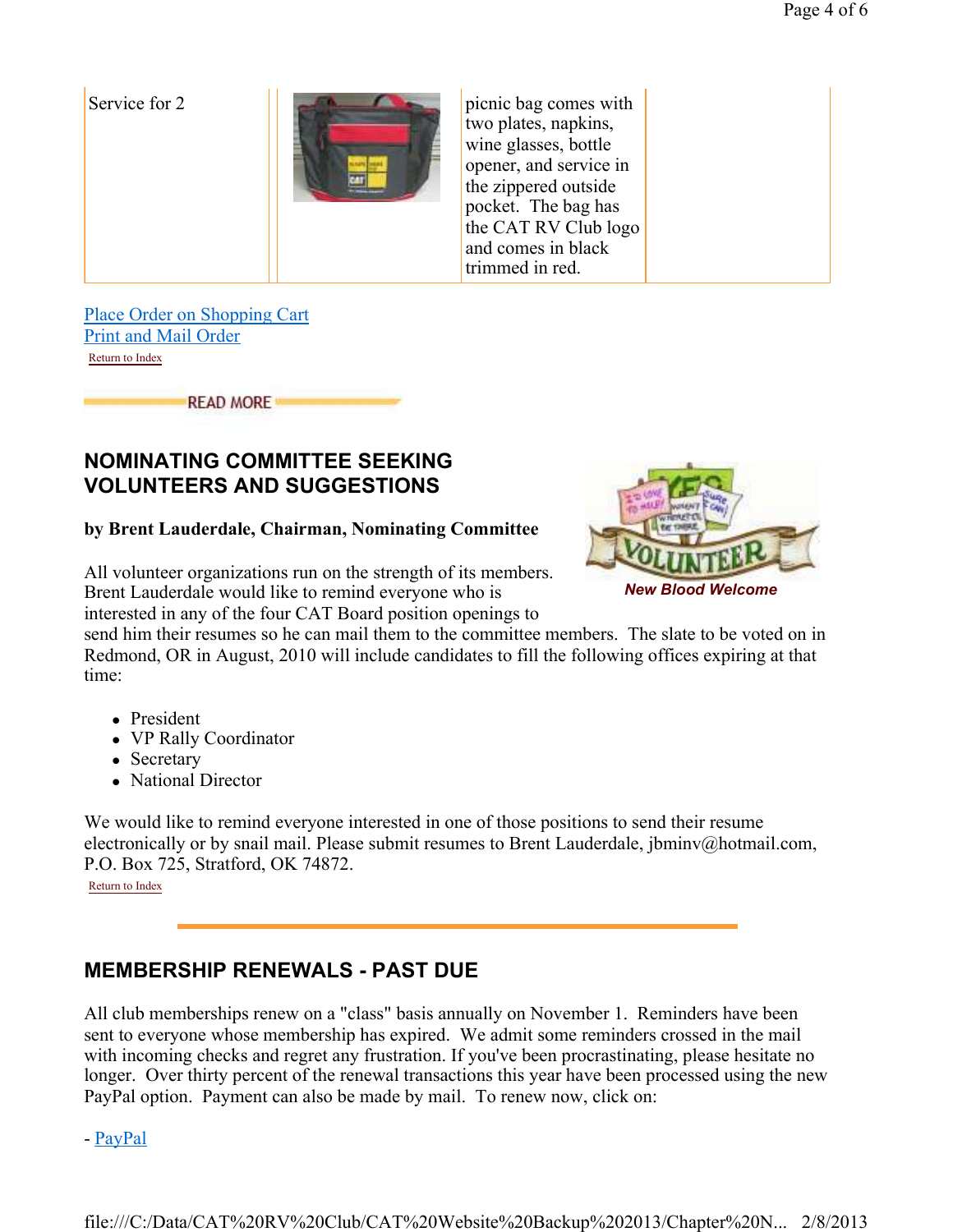| Service for 2 | | picnic bag comes with two plates, napkins, wine glasses, bottle opener, and service in the zippered outside pocket. The bag has the CAT RV Club logo and comes in black trimmed in red. | |
|---|---|---|---|

[Place Order on Shopping Cart]
[Print and Mail Order]
Return to Index

READ MORE

## NOMINATING COMMITTEE SEEKING VOLUNTEERS AND SUGGESTIONS

**by Brent Lauderdale, Chairman, Nominating Committee**

*New Blood Welcome*

All volunteer organizations run on the strength of its members. Brent Lauderdale would like to remind everyone who is interested in any of the four CAT Board position openings to send him their resumes so he can mail them to the committee members. The slate to be voted on in Redmond, OR in August, 2010 will include candidates to fill the following offices expiring at that time:

- President
- VP Rally Coordinator
- Secretary
- National Director

We would like to remind everyone interested in one of those positions to send their resume electronically or by snail mail. Please submit resumes to Brent Lauderdale, jbminv@hotmail.com, P.O. Box 725, Stratford, OK 74872.

Return to Index

## MEMBERSHIP RENEWALS - PAST DUE

All club memberships renew on a "class" basis annually on November 1. Reminders have been sent to everyone whose membership has expired. We admit some reminders crossed in the mail with incoming checks and regret any frustration. If you've been procrastinating, please hesitate no longer. Over thirty percent of the renewal transactions this year have been processed using the new PayPal option. Payment can also be made by mail. To renew now, click on:

- PayPal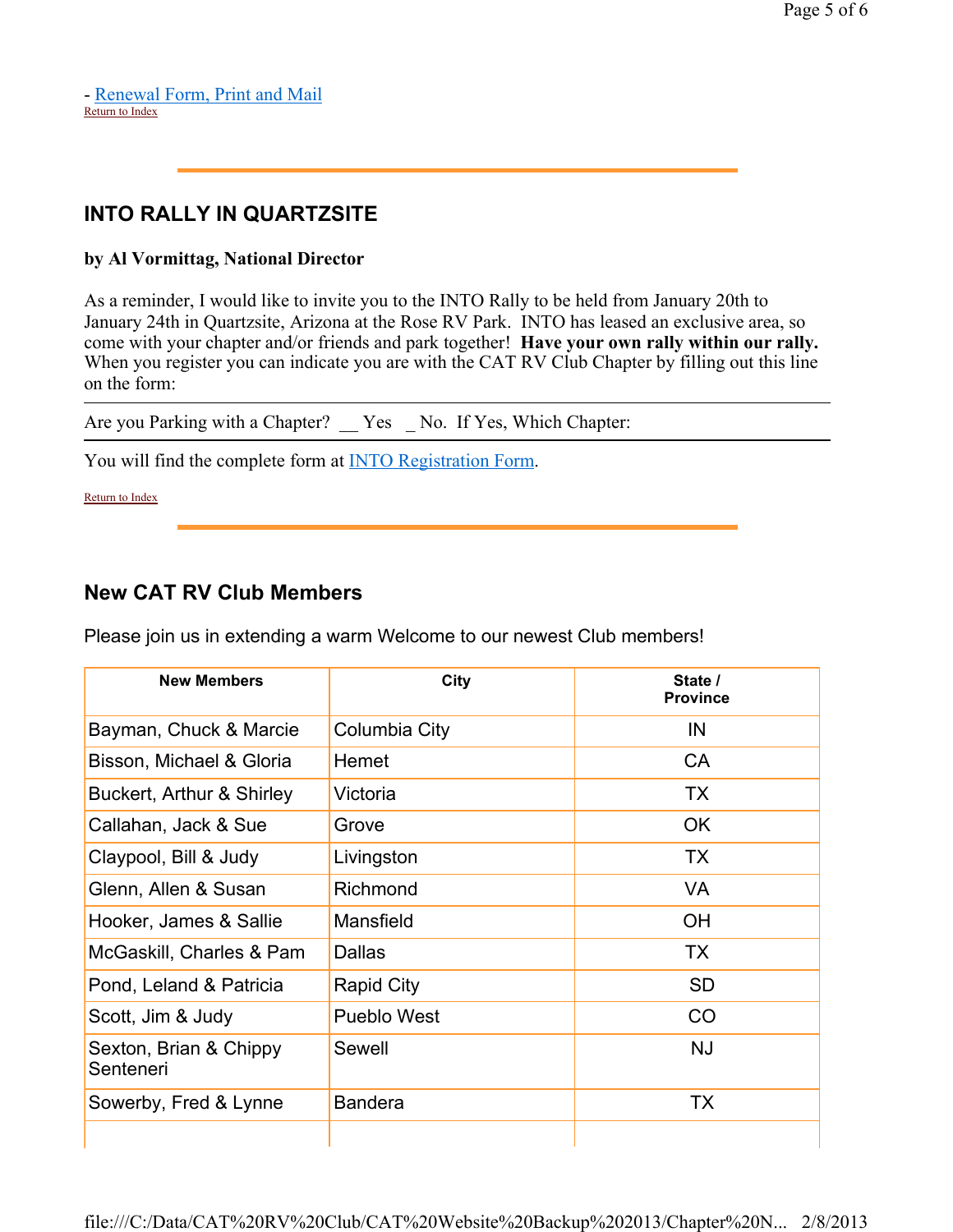- Renewal Form, Print and Mail

Return to Index

## INTO RALLY IN QUARTZSITE

**by Al Vormittag, National Director**

As a reminder, I would like to invite you to the INTO Rally to be held from January 20th to January 24th in Quartzsite, Arizona at the Rose RV Park. INTO has leased an exclusive area, so come with your chapter and/or friends and park together! **Have your own rally within our rally.** When you register you can indicate you are with the CAT RV Club Chapter by filling out this line on the form:

---

Are you Parking with a Chapter? __ Yes _ No. If Yes, Which Chapter:

---

You will find the complete form at INTO Registration Form.

Return to Index

## New CAT RV Club Members

Please join us in extending a warm Welcome to our newest Club members!

| New Members | City | State / Province |
|---|---|---|
| Bayman, Chuck & Marcie | Columbia City | IN |
| Bisson, Michael & Gloria | Hemet | CA |
| Buckert, Arthur & Shirley | Victoria | TX |
| Callahan, Jack & Sue | Grove | OK |
| Claypool, Bill & Judy | Livingston | TX |
| Glenn, Allen & Susan | Richmond | VA |
| Hooker, James & Sallie | Mansfield | OH |
| McGaskill, Charles & Pam | Dallas | TX |
| Pond, Leland & Patricia | Rapid City | SD |
| Scott, Jim & Judy | Pueblo West | CO |
| Sexton, Brian & Chippy Senteneri | Sewell | NJ |
| Sowerby, Fred & Lynne | Bandera | TX |
| | | |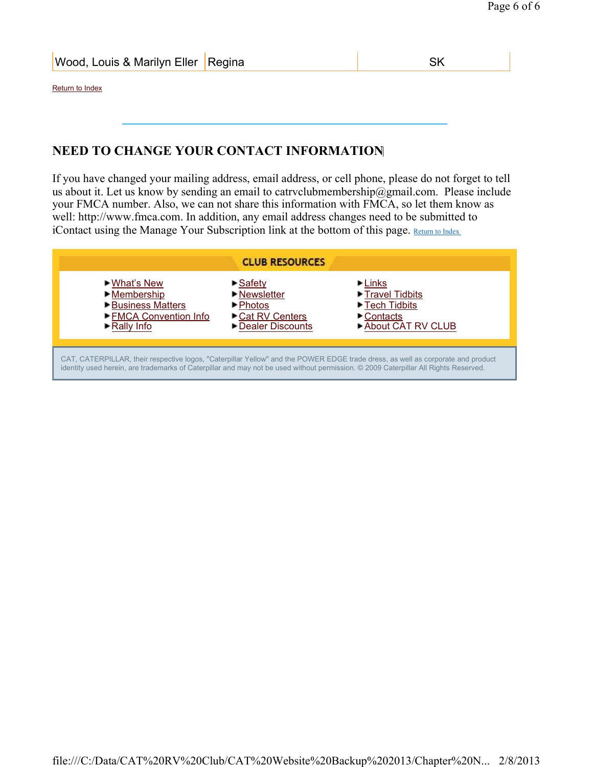| | | |
|---|---|---|
| Wood, Louis & Marilyn Eller | Regina | SK |

Return to Index

## NEED TO CHANGE YOUR CONTACT INFORMATION

If you have changed your mailing address, email address, or cell phone, please do not forget to tell us about it. Let us know by sending an email to catrvclubmembership@gmail.com. Please include your FMCA number. Also, we can not share this information with FMCA, so let them know as well: http://www.fmca.com. In addition, any email address changes need to be submitted to iContact using the Manage Your Subscription link at the bottom of this page. Return to Index

### CLUB RESOURCES

- What's New
- Membership
- Business Matters
- FMCA Convention Info
- Rally Info
- Safety
- Newsletter
- Photos
- Cat RV Centers
- Dealer Discounts
- Links
- Travel Tidbits
- Tech Tidbits
- Contacts
- About CAT RV CLUB

CAT, CATERPILLAR, their respective logos, "Caterpillar Yellow" and the POWER EDGE trade dress, as well as corporate and product identity used herein, are trademarks of Caterpillar and may not be used without permission. © 2009 Caterpillar All Rights Reserved.